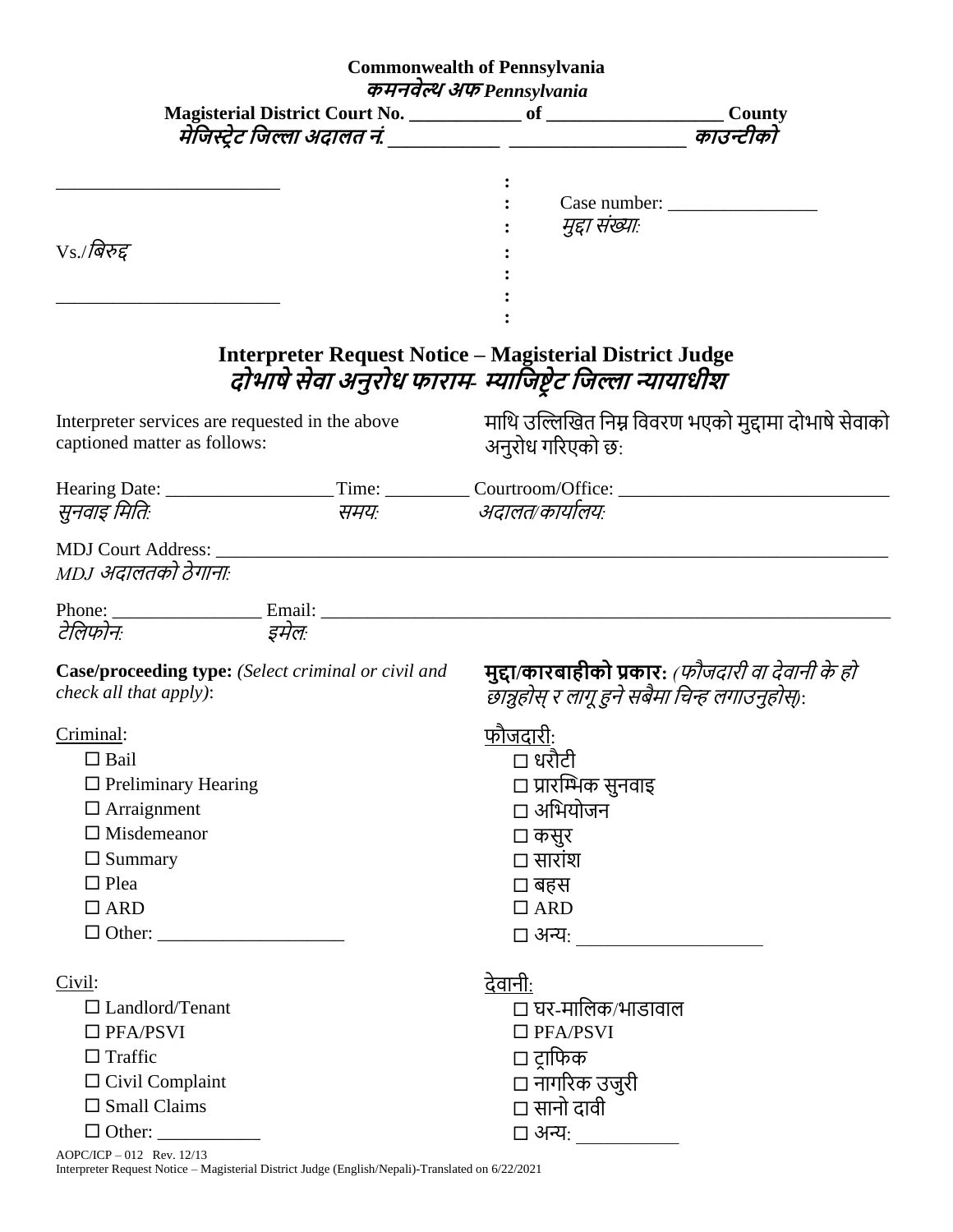**Commonwealth of Pennsylvania**
***कमनवेल्थ अफ Pennsylvania***
**Magisterial District Court No. ___________ of __________________ County**
***मेजिस्ट्रेट जिल्ला अदालत नं. ___________ __________________ काउन्टीको***

________________________

Vs./*बिरुद्द*

________________________

Case number: ________________
*मुद्दा संख्या:*

## Interpreter Request Notice – Magisterial District Judge
## *दोभाषे सेवा अनुरोध फाराम- म्याजिष्ट्रेट जिल्ला न्यायाधीश*

Interpreter services are requested in the above captioned matter as follows:

माथि उल्लिखित निम्न विवरण भएको मुद्दामा दोभाषे सेवाको अनुरोध गरिएको छ:

Hearing Date: _________________ Time: _________ Courtroom/Office: ____________________________
*सुनवाइ मिति:* *समय:* *अदालत/कार्यालय:*

MDJ Court Address: ________________________________________________________________________
*MDJ अदालतको ठेगाना:*

Phone: ________________ Email: _______________________________________________________________
*टेलिफोन:* *इमेल:*

**Case/proceeding type:** *(Select criminal or civil and check all that apply)*:

**मुद्दा/कारबाहीको प्रकार:** *(फौजदारी वा देवानी के हो छान्नुहोस् र लागू हुने सबैमा चिन्ह लगाउनुहोस्)*:

Criminal:
- ☐ Bail
- ☐ Preliminary Hearing
- ☐ Arraignment
- ☐ Misdemeanor
- ☐ Summary
- ☐ Plea
- ☐ ARD
- ☐ Other: ____________________

फौजदारी:
- ☐ धरौटी
- ☐ प्रारम्भिक सुनवाइ
- ☐ अभियोजन
- ☐ कसुर
- ☐ सारांश
- ☐ बहस
- ☐ ARD
- ☐ अन्य: ____________________

Civil:
- ☐ Landlord/Tenant
- ☐ PFA/PSVI
- ☐ Traffic
- ☐ Civil Complaint
- ☐ Small Claims
- ☐ Other: ___________

देवानी:
- ☐ घर-मालिक/भाडावाल
- ☐ PFA/PSVI
- ☐ ट्राफिक
- ☐ नागरिक उजुरी
- ☐ सानो दावी
- ☐ अन्य: ___________

AOPC/ICP – 012 Rev. 12/13
Interpreter Request Notice – Magisterial District Judge (English/Nepali)-Translated on 6/22/2021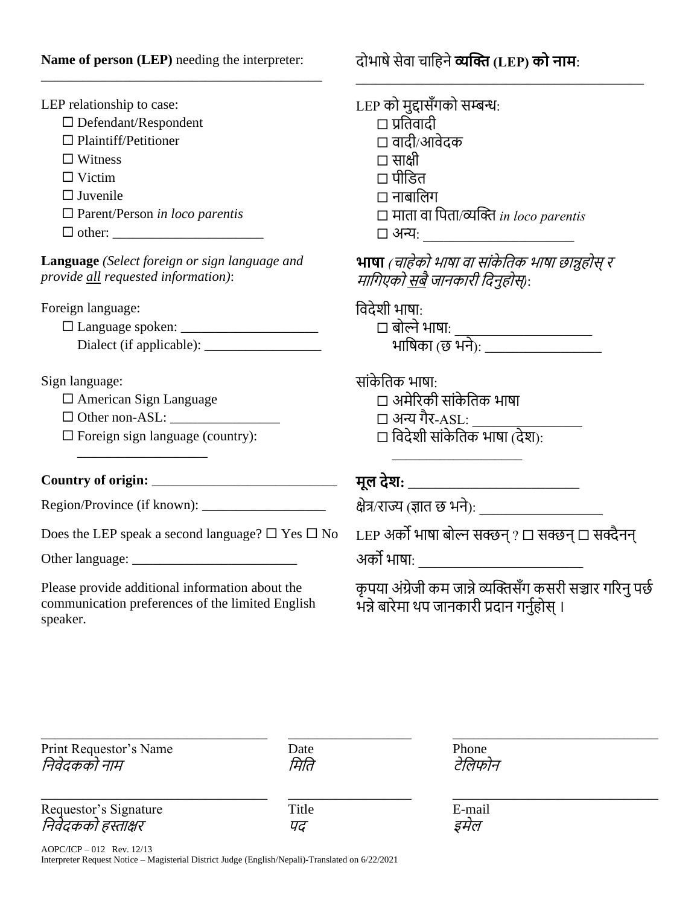**Name of person (LEP)** needing the interpreter: ________________________________________

दोभाषे सेवा चाहिने **व्यक्ति (LEP) को नाम**: ________________________________________

LEP relationship to case:

- ☐ Defendant/Respondent
- ☐ Plaintiff/Petitioner
- ☐ Witness
- ☐ Victim
- ☐ Juvenile
- ☐ Parent/Person *in loco parentis*
- ☐ other: ______________________

LEP को मुद्दासँगको सम्बन्ध:

- ☐ प्रतिवादी
- ☐ वादी/आवेदक
- ☐ साक्षी
- ☐ पीडित
- ☐ नाबालिग
- ☐ माता वा पिता/व्यक्ति *in loco parentis*
- ☐ अन्य: ______________________

**Language** *(Select foreign or sign language and provide all requested information)*:

**भाषा** *(चाहेको भाषा वा सांकेतिक भाषा छान्नुहोस् र मागिएको सबै जानकारी दिनुहोस्)*:

Foreign language:

- ☐ Language spoken: ____________________
  Dialect (if applicable): _________________

विदेशी भाषा:

- ☐ बोल्ने भाषा: ____________________
  भाषिका (छ भने): _________________

Sign language:

- ☐ American Sign Language
- ☐ Other non-ASL: ________________
- ☐ Foreign sign language (country): ___________________

सांकेतिक भाषा:

- ☐ अमेरिकी सांकेतिक भाषा
- ☐ अन्य गैर-ASL: ________________
- ☐ विदेशी सांकेतिक भाषा (देश): ___________________

**Country of origin:** ___________________________

**मूल देश:** ________________________

Region/Province (if known): __________________

क्षेत्र/राज्य (ज्ञात छ भने): _________________

Does the LEP speak a second language? ☐ Yes ☐ No

LEP अर्को भाषा बोल्न सक्छन् ? ☐ सक्छन् ☐ सक्दैनन्

Other language: ________________________

अर्को भाषा: ______________________

Please provide additional information about the communication preferences of the limited English speaker.

कृपया अंग्रेजी कम जान्ने व्यक्तिसँग कसरी सञ्चार गरिनु पर्छ भन्ने बारेमा थप जानकारी प्रदान गर्नुहोस् ।

| | | |
|---|---|---|
| ______________________________ | _______________ | ___________________________ |
| Print Requestor's Name<br>*निवेदकको नाम* | Date<br>*मिति* | Phone<br>*टेलिफोन* |
| ______________________________ | _______________ | ___________________________ |
| Requestor's Signature<br>*निवेदकको हस्ताक्षर* | Title<br>*पद* | E-mail<br>*इमेल* |

AOPC/ICP – 012 Rev. 12/13
Interpreter Request Notice – Magisterial District Judge (English/Nepali)-Translated on 6/22/2021